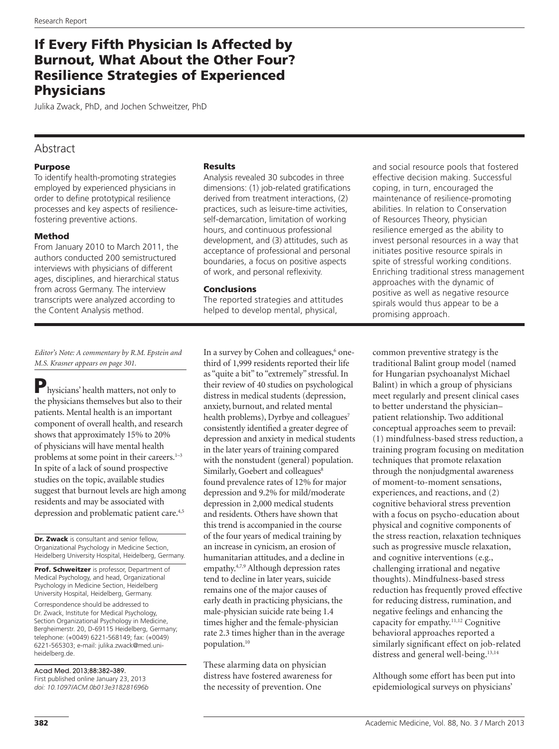# If Every Fifth Physician Is Affected by Burnout, What About the Other Four? Resilience Strategies of Experienced Physicians

Julika Zwack, PhD, and Jochen Schweitzer, PhD

## Abstract

### Purpose

To identify health-promoting strategies employed by experienced physicians in order to define prototypical resilience processes and key aspects of resilience-fostering preventive actions.

### Method

From January 2010 to March 2011, the authors conducted 200 semistructured interviews with physicians of different ages, disciplines, and hierarchical status from across Germany. The interview transcripts were analyzed according to the Content Analysis method.

### Results

Analysis revealed 30 subcodes in three dimensions: (1) job-related gratifications derived from treatment interactions, (2) practices, such as leisure-time activities, self-demarcation, limitation of working hours, and continuous professional development, and (3) attitudes, such as acceptance of professional and personal boundaries, a focus on positive aspects of work, and personal reflexivity.

### Conclusions

The reported strategies and attitudes helped to develop mental, physical, and social resource pools that fostered effective decision making. Successful coping, in turn, encouraged the maintenance of resilience-promoting abilities. In relation to Conservation of Resources Theory, physician resilience emerged as the ability to invest personal resources in a way that initiates positive resource spirals in spite of stressful working conditions. Enriching traditional stress management approaches with the dynamic of positive as well as negative resource spirals would thus appear to be a promising approach.

---

*Editor's Note: A commentary by R.M. Epstein and M.S. Krasner appears on page 301.*

Physicians' health matters, not only to the physicians themselves but also to their patients. Mental health is an important component of overall health, and research shows that approximately 15% to 20% of physicians will have mental health problems at some point in their careers.[1–3] In spite of a lack of sound prospective studies on the topic, available studies suggest that burnout levels are high among residents and may be associated with depression and problematic patient care.[4,5]

In a survey by Cohen and colleagues,[6] one-third of 1,999 residents reported their life as "quite a bit" to "extremely" stressful. In their review of 40 studies on psychological distress in medical students (depression, anxiety, burnout, and related mental health problems), Dyrbye and colleagues[7] consistently identified a greater degree of depression and anxiety in medical students in the later years of training compared with the nonstudent (general) population. Similarly, Goebert and colleagues[8] found prevalence rates of 12% for major depression and 9.2% for mild/moderate depression in 2,000 medical students and residents. Others have shown that this trend is accompanied in the course of the four years of medical training by an increase in cynicism, an erosion of humanitarian attitudes, and a decline in empathy.[4,7,9] Although depression rates tend to decline in later years, suicide remains one of the major causes of early death in practicing physicians, the male-physician suicide rate being 1.4 times higher and the female-physician rate 2.3 times higher than in the average population.[10]

These alarming data on physician distress have fostered awareness for the necessity of prevention. One common preventive strategy is the traditional Balint group model (named for Hungarian psychoanalyst Michael Balint) in which a group of physicians meet regularly and present clinical cases to better understand the physician–patient relationship. Two additional conceptual approaches seem to prevail: (1) mindfulness-based stress reduction, a training program focusing on meditation techniques that promote relaxation through the nonjudgmental awareness of moment-to-moment sensations, experiences, and reactions, and (2) cognitive behavioral stress prevention with a focus on psycho-education about physical and cognitive components of the stress reaction, relaxation techniques such as progressive muscle relaxation, and cognitive interventions (e.g., challenging irrational and negative thoughts). Mindfulness-based stress reduction has frequently proved effective for reducing distress, rumination, and negative feelings and enhancing the capacity for empathy.[11,12] Cognitive behavioral approaches reported a similarly significant effect on job-related distress and general well-being.[13,14]

Although some effort has been put into epidemiological surveys on physicians'

---

**Dr. Zwack** is consultant and senior fellow, Organizational Psychology in Medicine Section, Heidelberg University Hospital, Heidelberg, Germany.

**Prof. Schweitzer** is professor, Department of Medical Psychology, and head, Organizational Psychology in Medicine Section, Heidelberg University Hospital, Heidelberg, Germany.

Correspondence should be addressed to Dr. Zwack, Institute for Medical Psychology, Section Organizational Psychology in Medicine, Bergheimerstr. 20, D-69115 Heidelberg, Germany; telephone: (+0049) 6221-568149; fax: (+0049) 6221-565303; e-mail: julika.zwack@med.uni-heidelberg.de.

Acad Med. 2013;88:382–389.
First published online January 23, 2013
*doi: 10.1097/ACM.0b013e318281696b*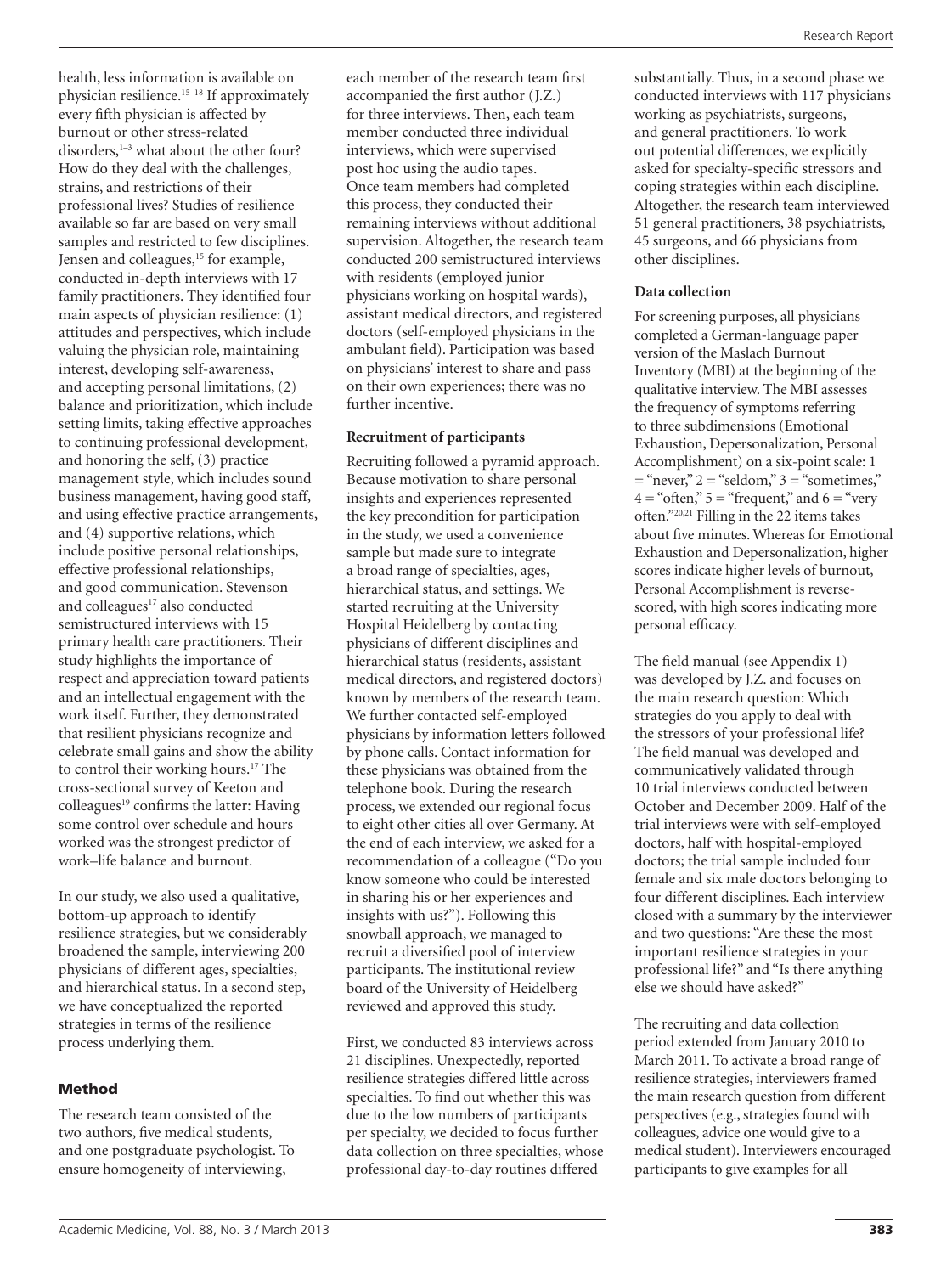health, less information is available on physician resilience.[15–18] If approximately every fifth physician is affected by burnout or other stress-related disorders,[1–3] what about the other four? How do they deal with the challenges, strains, and restrictions of their professional lives? Studies of resilience available so far are based on very small samples and restricted to few disciplines. Jensen and colleagues,[15] for example, conducted in-depth interviews with 17 family practitioners. They identified four main aspects of physician resilience: (1) attitudes and perspectives, which include valuing the physician role, maintaining interest, developing self-awareness, and accepting personal limitations, (2) balance and prioritization, which include setting limits, taking effective approaches to continuing professional development, and honoring the self, (3) practice management style, which includes sound business management, having good staff, and using effective practice arrangements, and (4) supportive relations, which include positive personal relationships, effective professional relationships, and good communication. Stevenson and colleagues[17] also conducted semistructured interviews with 15 primary health care practitioners. Their study highlights the importance of respect and appreciation toward patients and an intellectual engagement with the work itself. Further, they demonstrated that resilient physicians recognize and celebrate small gains and show the ability to control their working hours.[17] The cross-sectional survey of Keeton and colleagues[19] confirms the latter: Having some control over schedule and hours worked was the strongest predictor of work–life balance and burnout.

In our study, we also used a qualitative, bottom-up approach to identify resilience strategies, but we considerably broadened the sample, interviewing 200 physicians of different ages, specialties, and hierarchical status. In a second step, we have conceptualized the reported strategies in terms of the resilience process underlying them.

## Method

The research team consisted of the two authors, five medical students, and one postgraduate psychologist. To ensure homogeneity of interviewing, each member of the research team first accompanied the first author (J.Z.) for three interviews. Then, each team member conducted three individual interviews, which were supervised post hoc using the audio tapes. Once team members had completed this process, they conducted their remaining interviews without additional supervision. Altogether, the research team conducted 200 semistructured interviews with residents (employed junior physicians working on hospital wards), assistant medical directors, and registered doctors (self-employed physicians in the ambulant field). Participation was based on physicians' interest to share and pass on their own experiences; there was no further incentive.

### Recruitment of participants

Recruiting followed a pyramid approach. Because motivation to share personal insights and experiences represented the key precondition for participation in the study, we used a convenience sample but made sure to integrate a broad range of specialties, ages, hierarchical status, and settings. We started recruiting at the University Hospital Heidelberg by contacting physicians of different disciplines and hierarchical status (residents, assistant medical directors, and registered doctors) known by members of the research team. We further contacted self-employed physicians by information letters followed by phone calls. Contact information for these physicians was obtained from the telephone book. During the research process, we extended our regional focus to eight other cities all over Germany. At the end of each interview, we asked for a recommendation of a colleague ("Do you know someone who could be interested in sharing his or her experiences and insights with us?"). Following this snowball approach, we managed to recruit a diversified pool of interview participants. The institutional review board of the University of Heidelberg reviewed and approved this study.

First, we conducted 83 interviews across 21 disciplines. Unexpectedly, reported resilience strategies differed little across specialties. To find out whether this was due to the low numbers of participants per specialty, we decided to focus further data collection on three specialties, whose professional day-to-day routines differed substantially. Thus, in a second phase we conducted interviews with 117 physicians working as psychiatrists, surgeons, and general practitioners. To work out potential differences, we explicitly asked for specialty-specific stressors and coping strategies within each discipline. Altogether, the research team interviewed 51 general practitioners, 38 psychiatrists, 45 surgeons, and 66 physicians from other disciplines.

### Data collection

For screening purposes, all physicians completed a German-language paper version of the Maslach Burnout Inventory (MBI) at the beginning of the qualitative interview. The MBI assesses the frequency of symptoms referring to three subdimensions (Emotional Exhaustion, Depersonalization, Personal Accomplishment) on a six-point scale: 1 = "never," 2 = "seldom," 3 = "sometimes," 4 = "often," 5 = "frequent," and 6 = "very often."[20,21] Filling in the 22 items takes about five minutes. Whereas for Emotional Exhaustion and Depersonalization, higher scores indicate higher levels of burnout, Personal Accomplishment is reverse-scored, with high scores indicating more personal efficacy.

The field manual (see Appendix 1) was developed by J.Z. and focuses on the main research question: Which strategies do you apply to deal with the stressors of your professional life? The field manual was developed and communicatively validated through 10 trial interviews conducted between October and December 2009. Half of the trial interviews were with self-employed doctors, half with hospital-employed doctors; the trial sample included four female and six male doctors belonging to four different disciplines. Each interview closed with a summary by the interviewer and two questions: "Are these the most important resilience strategies in your professional life?" and "Is there anything else we should have asked?"

The recruiting and data collection period extended from January 2010 to March 2011. To activate a broad range of resilience strategies, interviewers framed the main research question from different perspectives (e.g., strategies found with colleagues, advice one would give to a medical student). Interviewers encouraged participants to give examples for all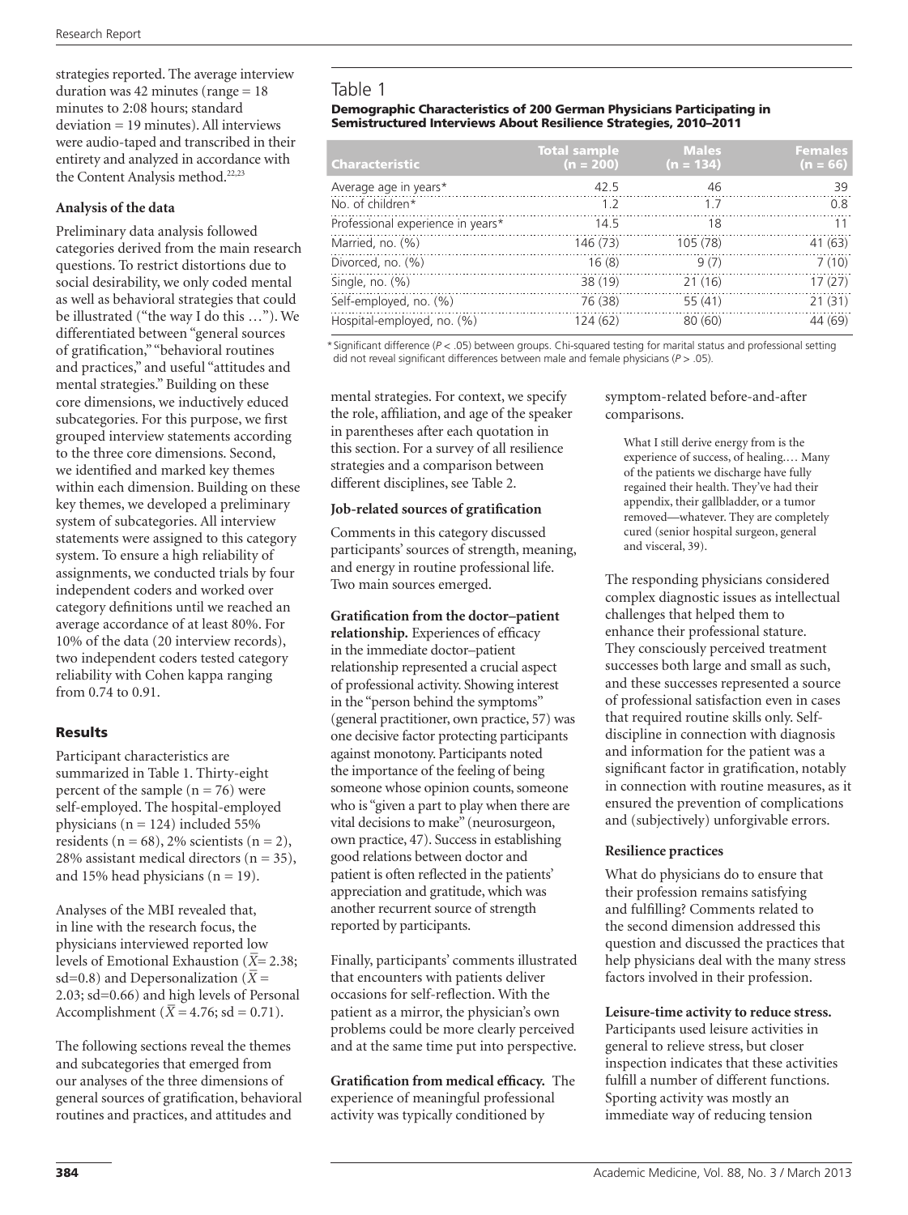strategies reported. The average interview duration was 42 minutes (range = 18 minutes to 2:08 hours; standard deviation = 19 minutes). All interviews were audio-taped and transcribed in their entirety and analyzed in accordance with the Content Analysis method.[22,23]

**Analysis of the data**

Preliminary data analysis followed categories derived from the main research questions. To restrict distortions due to social desirability, we only coded mental as well as behavioral strategies that could be illustrated ("the way I do this …"). We differentiated between "general sources of gratification," "behavioral routines and practices," and useful "attitudes and mental strategies." Building on these core dimensions, we inductively educed subcategories. For this purpose, we first grouped interview statements according to the three core dimensions. Second, we identified and marked key themes within each dimension. Building on these key themes, we developed a preliminary system of subcategories. All interview statements were assigned to this category system. To ensure a high reliability of assignments, we conducted trials by four independent coders and worked over category definitions until we reached an average accordance of at least 80%. For 10% of the data (20 interview records), two independent coders tested category reliability with Cohen kappa ranging from 0.74 to 0.91.

## Results

Participant characteristics are summarized in Table 1. Thirty-eight percent of the sample (n = 76) were self-employed. The hospital-employed physicians (n = 124) included 55% residents (n = 68), 2% scientists (n = 2), 28% assistant medical directors (n = 35), and 15% head physicians (n = 19).

Analyses of the MBI revealed that, in line with the research focus, the physicians interviewed reported low levels of Emotional Exhaustion ($\bar{X}$= 2.38; sd=0.8) and Depersonalization ($\bar{X}$ = 2.03; sd=0.66) and high levels of Personal Accomplishment ($\bar{X}$ = 4.76; sd = 0.71).

The following sections reveal the themes and subcategories that emerged from our analyses of the three dimensions of general sources of gratification, behavioral routines and practices, and attitudes and mental strategies. For context, we specify the role, affiliation, and age of the speaker in parentheses after each quotation in this section. For a survey of all resilience strategies and a comparison between different disciplines, see Table 2.

### Table 1

**Demographic Characteristics of 200 German Physicians Participating in Semistructured Interviews About Resilience Strategies, 2010–2011**

| Characteristic | Total sample (n = 200) | Males (n = 134) | Females (n = 66) |
|---|---|---|---|
| Average age in years* | 42.5 | 46 | 39 |
| No. of children* | 1.2 | 1.7 | 0.8 |
| Professional experience in years* | 14.5 | 18 | 11 |
| Married, no. (%) | 146 (73) | 105 (78) | 41 (63) |
| Divorced, no. (%) | 16 (8) | 9 (7) | 7 (10) |
| Single, no. (%) | 38 (19) | 21 (16) | 17 (27) |
| Self-employed, no. (%) | 76 (38) | 55 (41) | 21 (31) |
| Hospital-employed, no. (%) | 124 (62) | 80 (60) | 44 (69) |

*Significant difference ($P < .05$) between groups. Chi-squared testing for marital status and professional setting did not reveal significant differences between male and female physicians ($P > .05$).

**Job-related sources of gratification**

Comments in this category discussed participants' sources of strength, meaning, and energy in routine professional life. Two main sources emerged.

**Gratification from the doctor–patient relationship.** Experiences of efficacy in the immediate doctor–patient relationship represented a crucial aspect of professional activity. Showing interest in the "person behind the symptoms" (general practitioner, own practice, 57) was one decisive factor protecting participants against monotony. Participants noted the importance of the feeling of being someone whose opinion counts, someone who is "given a part to play when there are vital decisions to make" (neurosurgeon, own practice, 47). Success in establishing good relations between doctor and patient is often reflected in the patients' appreciation and gratitude, which was another recurrent source of strength reported by participants.

Finally, participants' comments illustrated that encounters with patients deliver occasions for self-reflection. With the patient as a mirror, the physician's own problems could be more clearly perceived and at the same time put into perspective.

**Gratification from medical efficacy.** The experience of meaningful professional activity was typically conditioned by symptom-related before-and-after comparisons.

> What I still derive energy from is the experience of success, of healing.… Many of the patients we discharge have fully regained their health. They've had their appendix, their gallbladder, or a tumor removed—whatever. They are completely cured (senior hospital surgeon, general and visceral, 39).

The responding physicians considered complex diagnostic issues as intellectual challenges that helped them to enhance their professional stature. They consciously perceived treatment successes both large and small as such, and these successes represented a source of professional satisfaction even in cases that required routine skills only. Self-discipline in connection with diagnosis and information for the patient was a significant factor in gratification, notably in connection with routine measures, as it ensured the prevention of complications and (subjectively) unforgivable errors.

**Resilience practices**

What do physicians do to ensure that their profession remains satisfying and fulfilling? Comments related to the second dimension addressed this question and discussed the practices that help physicians deal with the many stress factors involved in their profession.

**Leisure-time activity to reduce stress.** Participants used leisure activities in general to relieve stress, but closer inspection indicates that these activities fulfill a number of different functions. Sporting activity was mostly an immediate way of reducing tension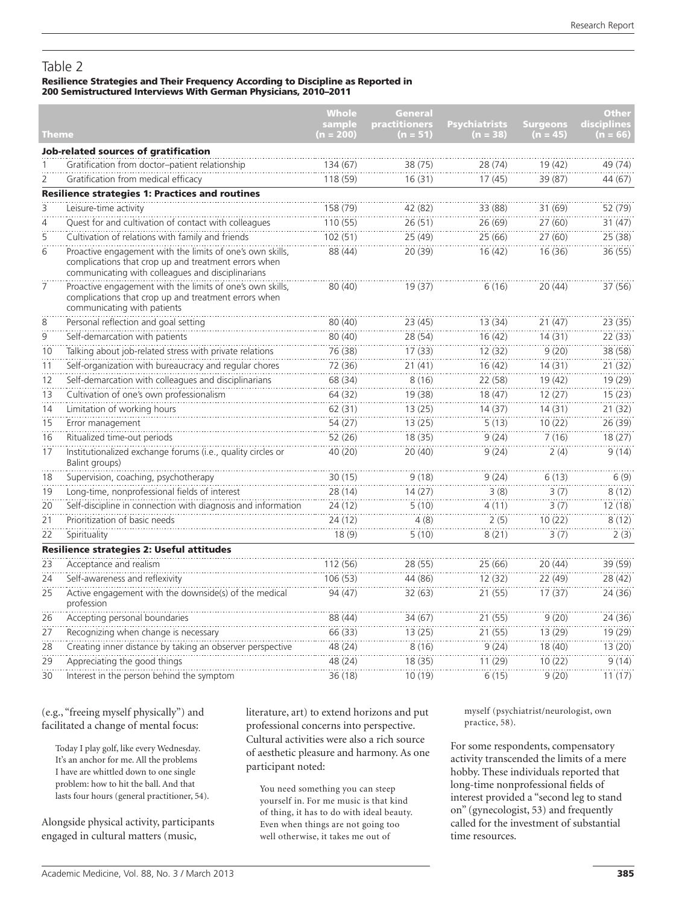## Table 2

**Resilience Strategies and Their Frequency According to Discipline as Reported in 200 Semistructured Interviews With German Physicians, 2010–2011**

| | Theme | Whole sample (n = 200) | General practitioners (n = 51) | Psychiatrists (n = 38) | Surgeons (n = 45) | Other disciplines (n = 66) |
|---|---|---|---|---|---|---|
| | **Job-related sources of gratification** | | | | | |
| 1 | Gratification from doctor–patient relationship | 134 (67) | 38 (75) | 28 (74) | 19 (42) | 49 (74) |
| 2 | Gratification from medical efficacy | 118 (59) | 16 (31) | 17 (45) | 39 (87) | 44 (67) |
| | **Resilience strategies 1: Practices and routines** | | | | | |
| 3 | Leisure-time activity | 158 (79) | 42 (82) | 33 (88) | 31 (69) | 52 (79) |
| 4 | Quest for and cultivation of contact with colleagues | 110 (55) | 26 (51) | 26 (69) | 27 (60) | 31 (47) |
| 5 | Cultivation of relations with family and friends | 102 (51) | 25 (49) | 25 (66) | 27 (60) | 25 (38) |
| 6 | Proactive engagement with the limits of one's own skills, complications that crop up and treatment errors when communicating with colleagues and disciplinarians | 88 (44) | 20 (39) | 16 (42) | 16 (36) | 36 (55) |
| 7 | Proactive engagement with the limits of one's own skills, complications that crop up and treatment errors when communicating with patients | 80 (40) | 19 (37) | 6 (16) | 20 (44) | 37 (56) |
| 8 | Personal reflection and goal setting | 80 (40) | 23 (45) | 13 (34) | 21 (47) | 23 (35) |
| 9 | Self-demarcation with patients | 80 (40) | 28 (54) | 16 (42) | 14 (31) | 22 (33) |
| 10 | Talking about job-related stress with private relations | 76 (38) | 17 (33) | 12 (32) | 9 (20) | 38 (58) |
| 11 | Self-organization with bureaucracy and regular chores | 72 (36) | 21 (41) | 16 (42) | 14 (31) | 21 (32) |
| 12 | Self-demarcation with colleagues and disciplinarians | 68 (34) | 8 (16) | 22 (58) | 19 (42) | 19 (29) |
| 13 | Cultivation of one's own professionalism | 64 (32) | 19 (38) | 18 (47) | 12 (27) | 15 (23) |
| 14 | Limitation of working hours | 62 (31) | 13 (25) | 14 (37) | 14 (31) | 21 (32) |
| 15 | Error management | 54 (27) | 13 (25) | 5 (13) | 10 (22) | 26 (39) |
| 16 | Ritualized time-out periods | 52 (26) | 18 (35) | 9 (24) | 7 (16) | 18 (27) |
| 17 | Institutionalized exchange forums (i.e., quality circles or Balint groups) | 40 (20) | 20 (40) | 9 (24) | 2 (4) | 9 (14) |
| 18 | Supervision, coaching, psychotherapy | 30 (15) | 9 (18) | 9 (24) | 6 (13) | 6 (9) |
| 19 | Long-time, nonprofessional fields of interest | 28 (14) | 14 (27) | 3 (8) | 3 (7) | 8 (12) |
| 20 | Self-discipline in connection with diagnosis and information | 24 (12) | 5 (10) | 4 (11) | 3 (7) | 12 (18) |
| 21 | Prioritization of basic needs | 24 (12) | 4 (8) | 2 (5) | 10 (22) | 8 (12) |
| 22 | Spirituality | 18 (9) | 5 (10) | 8 (21) | 3 (7) | 2 (3) |
| | **Resilience strategies 2: Useful attitudes** | | | | | |
| 23 | Acceptance and realism | 112 (56) | 28 (55) | 25 (66) | 20 (44) | 39 (59) |
| 24 | Self-awareness and reflexivity | 106 (53) | 44 (86) | 12 (32) | 22 (49) | 28 (42) |
| 25 | Active engagement with the downside(s) of the medical profession | 94 (47) | 32 (63) | 21 (55) | 17 (37) | 24 (36) |
| 26 | Accepting personal boundaries | 88 (44) | 34 (67) | 21 (55) | 9 (20) | 24 (36) |
| 27 | Recognizing when change is necessary | 66 (33) | 13 (25) | 21 (55) | 13 (29) | 19 (29) |
| 28 | Creating inner distance by taking an observer perspective | 48 (24) | 8 (16) | 9 (24) | 18 (40) | 13 (20) |
| 29 | Appreciating the good things | 48 (24) | 18 (35) | 11 (29) | 10 (22) | 9 (14) |
| 30 | Interest in the person behind the symptom | 36 (18) | 10 (19) | 6 (15) | 9 (20) | 11 (17) |

(e.g., "freeing myself physically") and facilitated a change of mental focus:

> Today I play golf, like every Wednesday. It's an anchor for me. All the problems I have are whittled down to one single problem: how to hit the ball. And that lasts four hours (general practitioner, 54).

Alongside physical activity, participants engaged in cultural matters (music, literature, art) to extend horizons and put professional concerns into perspective. Cultural activities were also a rich source of aesthetic pleasure and harmony. As one participant noted:

> You need something you can steep yourself in. For me music is that kind of thing, it has to do with ideal beauty. Even when things are not going too well otherwise, it takes me out of myself (psychiatrist/neurologist, own practice, 58).

For some respondents, compensatory activity transcended the limits of a mere hobby. These individuals reported that long-time nonprofessional fields of interest provided a "second leg to stand on" (gynecologist, 53) and frequently called for the investment of substantial time resources.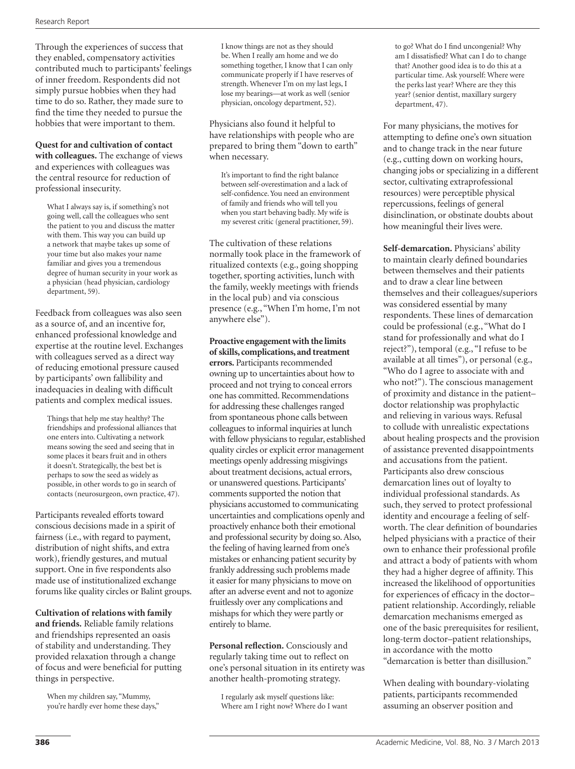Through the experiences of success that they enabled, compensatory activities contributed much to participants' feelings of inner freedom. Respondents did not simply pursue hobbies when they had time to do so. Rather, they made sure to find the time they needed to pursue the hobbies that were important to them.

**Quest for and cultivation of contact with colleagues.** The exchange of views and experiences with colleagues was the central resource for reduction of professional insecurity.

> What I always say is, if something's not going well, call the colleagues who sent the patient to you and discuss the matter with them. This way you can build up a network that maybe takes up some of your time but also makes your name familiar and gives you a tremendous degree of human security in your work as a physician (head physician, cardiology department, 59).

Feedback from colleagues was also seen as a source of, and an incentive for, enhanced professional knowledge and expertise at the routine level. Exchanges with colleagues served as a direct way of reducing emotional pressure caused by participants' own fallibility and inadequacies in dealing with difficult patients and complex medical issues.

> Things that help me stay healthy? The friendships and professional alliances that one enters into. Cultivating a network means sowing the seed and seeing that in some places it bears fruit and in others it doesn't. Strategically, the best bet is perhaps to sow the seed as widely as possible, in other words to go in search of contacts (neurosurgeon, own practice, 47).

Participants revealed efforts toward conscious decisions made in a spirit of fairness (i.e., with regard to payment, distribution of night shifts, and extra work), friendly gestures, and mutual support. One in five respondents also made use of institutionalized exchange forums like quality circles or Balint groups.

**Cultivation of relations with family and friends.** Reliable family relations and friendships represented an oasis of stability and understanding. They provided relaxation through a change of focus and were beneficial for putting things in perspective.

> When my children say, "Mummy, you're hardly ever home these days," I know things are not as they should be. When I really am home and we do something together, I know that I can only communicate properly if I have reserves of strength. Whenever I'm on my last legs, I lose my bearings—at work as well (senior physician, oncology department, 52).

Physicians also found it helpful to have relationships with people who are prepared to bring them "down to earth" when necessary.

> It's important to find the right balance between self-overestimation and a lack of self-confidence. You need an environment of family and friends who will tell you when you start behaving badly. My wife is my severest critic (general practitioner, 59).

The cultivation of these relations normally took place in the framework of ritualized contexts (e.g., going shopping together, sporting activities, lunch with the family, weekly meetings with friends in the local pub) and via conscious presence (e.g., "When I'm home, I'm not anywhere else").

**Proactive engagement with the limits of skills, complications, and treatment errors.** Participants recommended owning up to uncertainties about how to proceed and not trying to conceal errors one has committed. Recommendations for addressing these challenges ranged from spontaneous phone calls between colleagues to informal inquiries at lunch with fellow physicians to regular, established quality circles or explicit error management meetings openly addressing misgivings about treatment decisions, actual errors, or unanswered questions. Participants' comments supported the notion that physicians accustomed to communicating uncertainties and complications openly and proactively enhance both their emotional and professional security by doing so. Also, the feeling of having learned from one's mistakes or enhancing patient security by frankly addressing such problems made it easier for many physicians to move on after an adverse event and not to agonize fruitlessly over any complications and mishaps for which they were partly or entirely to blame.

**Personal reflection.** Consciously and regularly taking time out to reflect on one's personal situation in its entirety was another health-promoting strategy.

> I regularly ask myself questions like: Where am I right now? Where do I want to go? What do I find uncongenial? Why am I dissatisfied? What can I do to change that? Another good idea is to do this at a particular time. Ask yourself: Where were the perks last year? Where are they this year? (senior dentist, maxillary surgery department, 47).

For many physicians, the motives for attempting to define one's own situation and to change track in the near future (e.g., cutting down on working hours, changing jobs or specializing in a different sector, cultivating extraprofessional resources) were perceptible physical repercussions, feelings of general disinclination, or obstinate doubts about how meaningful their lives were.

**Self-demarcation.** Physicians' ability to maintain clearly defined boundaries between themselves and their patients and to draw a clear line between themselves and their colleagues/superiors was considered essential by many respondents. These lines of demarcation could be professional (e.g., "What do I stand for professionally and what do I reject?"), temporal (e.g., "I refuse to be available at all times"), or personal (e.g., "Who do I agree to associate with and who not?"). The conscious management of proximity and distance in the patient–doctor relationship was prophylactic and relieving in various ways. Refusal to collude with unrealistic expectations about healing prospects and the provision of assistance prevented disappointments and accusations from the patient. Participants also drew conscious demarcation lines out of loyalty to individual professional standards. As such, they served to protect professional identity and encourage a feeling of self-worth. The clear definition of boundaries helped physicians with a practice of their own to enhance their professional profile and attract a body of patients with whom they had a higher degree of affinity. This increased the likelihood of opportunities for experiences of efficacy in the doctor–patient relationship. Accordingly, reliable demarcation mechanisms emerged as one of the basic prerequisites for resilient, long-term doctor–patient relationships, in accordance with the motto "demarcation is better than disillusion."

When dealing with boundary-violating patients, participants recommended assuming an observer position and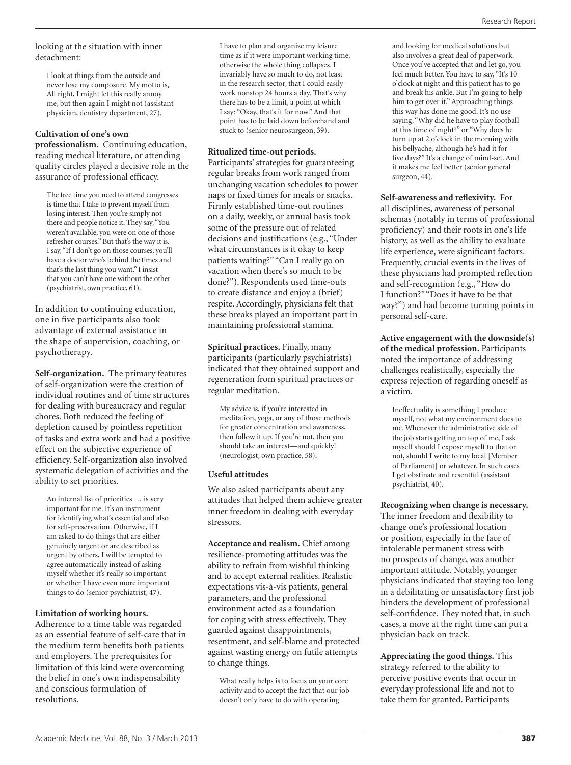looking at the situation with inner detachment:

> I look at things from the outside and never lose my composure. My motto is, All right, I might let this really annoy me, but then again I might not (assistant physician, dentistry department, 27).

**Cultivation of one's own professionalism.** Continuing education, reading medical literature, or attending quality circles played a decisive role in the assurance of professional efficacy.

> The free time you need to attend congresses is time that I take to prevent myself from losing interest. Then you're simply not there and people notice it. They say, "You weren't available, you were on one of those refresher courses." But that's the way it is. I say, "If I don't go on those courses, you'll have a doctor who's behind the times and that's the last thing you want." I insist that you can't have one without the other (psychiatrist, own practice, 61).

In addition to continuing education, one in five participants also took advantage of external assistance in the shape of supervision, coaching, or psychotherapy.

**Self-organization.** The primary features of self-organization were the creation of individual routines and of time structures for dealing with bureaucracy and regular chores. Both reduced the feeling of depletion caused by pointless repetition of tasks and extra work and had a positive effect on the subjective experience of efficiency. Self-organization also involved systematic delegation of activities and the ability to set priorities.

> An internal list of priorities … is very important for me. It's an instrument for identifying what's essential and also for self-preservation. Otherwise, if I am asked to do things that are either genuinely urgent or are described as urgent by others, I will be tempted to agree automatically instead of asking myself whether it's really so important or whether I have even more important things to do (senior psychiatrist, 47).

**Limitation of working hours.** Adherence to a time table was regarded as an essential feature of self-care that in the medium term benefits both patients and employers. The prerequisites for limitation of this kind were overcoming the belief in one's own indispensability and conscious formulation of resolutions.

> I have to plan and organize my leisure time as if it were important working time, otherwise the whole thing collapses. I invariably have so much to do, not least in the research sector, that I could easily work nonstop 24 hours a day. That's why there has to be a limit, a point at which I say: "Okay, that's it for now." And that point has to be laid down beforehand and stuck to (senior neurosurgeon, 39).

**Ritualized time-out periods.** Participants' strategies for guaranteeing regular breaks from work ranged from unchanging vacation schedules to power naps or fixed times for meals or snacks. Firmly established time-out routines on a daily, weekly, or annual basis took some of the pressure out of related decisions and justifications (e.g., "Under what circumstances is it okay to keep patients waiting?" "Can I really go on vacation when there's so much to be done?"). Respondents used time-outs to create distance and enjoy a (brief) respite. Accordingly, physicians felt that these breaks played an important part in maintaining professional stamina.

**Spiritual practices.** Finally, many participants (particularly psychiatrists) indicated that they obtained support and regeneration from spiritual practices or regular meditation.

> My advice is, if you're interested in meditation, yoga, or any of those methods for greater concentration and awareness, then follow it up. If you're not, then you should take an interest—and quickly! (neurologist, own practice, 58).

### Useful attitudes

We also asked participants about any attitudes that helped them achieve greater inner freedom in dealing with everyday stressors.

**Acceptance and realism.** Chief among resilience-promoting attitudes was the ability to refrain from wishful thinking and to accept external realities. Realistic expectations vis-à-vis patients, general parameters, and the professional environment acted as a foundation for coping with stress effectively. They guarded against disappointments, resentment, and self-blame and protected against wasting energy on futile attempts to change things.

> What really helps is to focus on your core activity and to accept the fact that our job doesn't only have to do with operating and looking for medical solutions but also involves a great deal of paperwork. Once you've accepted that and let go, you feel much better. You have to say, "It's 10 o'clock at night and this patient has to go and break his ankle. But I'm going to help him to get over it." Approaching things this way has done me good. It's no use saying, "Why did he have to play football at this time of night?" or "Why does he turn up at 2 o'clock in the morning with his bellyache, although he's had it for five days?" It's a change of mind-set. And it makes me feel better (senior general surgeon, 44).

**Self-awareness and reflexivity.** For all disciplines, awareness of personal schemas (notably in terms of professional proficiency) and their roots in one's life history, as well as the ability to evaluate life experience, were significant factors. Frequently, crucial events in the lives of these physicians had prompted reflection and self-recognition (e.g., "How do I function?" "Does it have to be that way?") and had become turning points in personal self-care.

**Active engagement with the downside(s) of the medical profession.** Participants noted the importance of addressing challenges realistically, especially the express rejection of regarding oneself as a victim.

> Ineffectuality is something I produce myself, not what my environment does to me. Whenever the administrative side of the job starts getting on top of me, I ask myself should I expose myself to that or not, should I write to my local [Member of Parliament] or whatever. In such cases I get obstinate and resentful (assistant psychiatrist, 40).

**Recognizing when change is necessary.** The inner freedom and flexibility to change one's professional location or position, especially in the face of intolerable permanent stress with no prospects of change, was another important attitude. Notably, younger physicians indicated that staying too long in a debilitating or unsatisfactory first job hinders the development of professional self-confidence. They noted that, in such cases, a move at the right time can put a physician back on track.

**Appreciating the good things.** This strategy referred to the ability to perceive positive events that occur in everyday professional life and not to take them for granted. Participants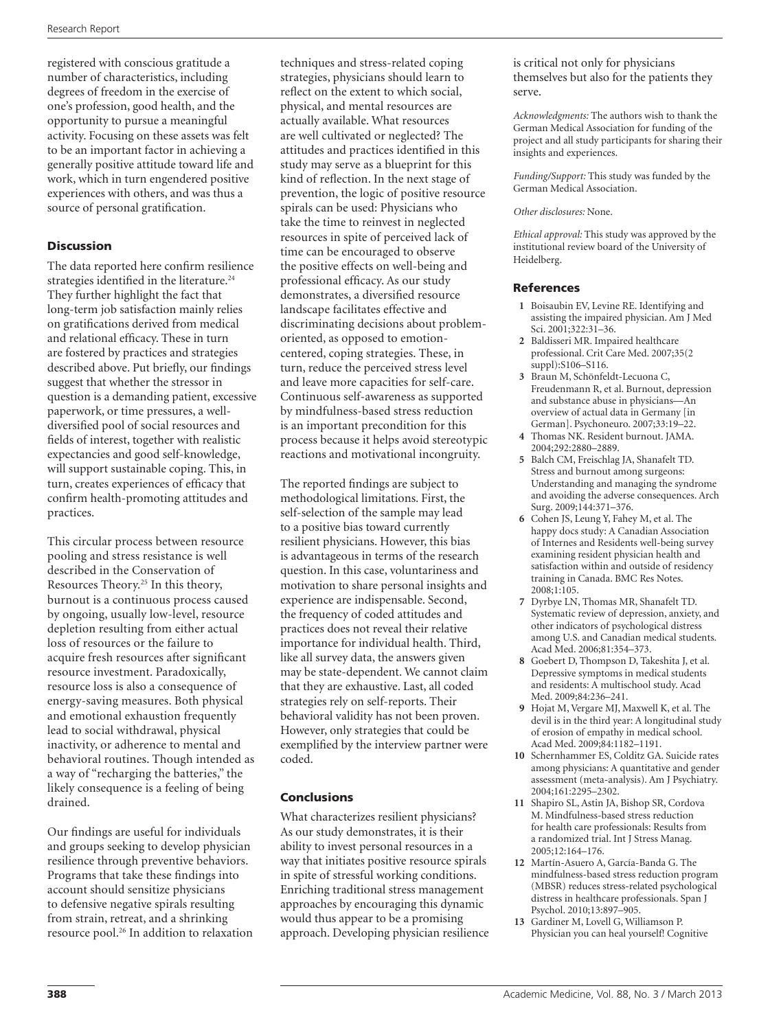registered with conscious gratitude a number of characteristics, including degrees of freedom in the exercise of one's profession, good health, and the opportunity to pursue a meaningful activity. Focusing on these assets was felt to be an important factor in achieving a generally positive attitude toward life and work, which in turn engendered positive experiences with others, and was thus a source of personal gratification.

## Discussion

The data reported here confirm resilience strategies identified in the literature.[24] They further highlight the fact that long-term job satisfaction mainly relies on gratifications derived from medical and relational efficacy. These in turn are fostered by practices and strategies described above. Put briefly, our findings suggest that whether the stressor in question is a demanding patient, excessive paperwork, or time pressures, a well-diversified pool of social resources and fields of interest, together with realistic expectancies and good self-knowledge, will support sustainable coping. This, in turn, creates experiences of efficacy that confirm health-promoting attitudes and practices.

This circular process between resource pooling and stress resistance is well described in the Conservation of Resources Theory.[25] In this theory, burnout is a continuous process caused by ongoing, usually low-level, resource depletion resulting from either actual loss of resources or the failure to acquire fresh resources after significant resource investment. Paradoxically, resource loss is also a consequence of energy-saving measures. Both physical and emotional exhaustion frequently lead to social withdrawal, physical inactivity, or adherence to mental and behavioral routines. Though intended as a way of "recharging the batteries," the likely consequence is a feeling of being drained.

Our findings are useful for individuals and groups seeking to develop physician resilience through preventive behaviors. Programs that take these findings into account should sensitize physicians to defensive negative spirals resulting from strain, retreat, and a shrinking resource pool.[26] In addition to relaxation techniques and stress-related coping strategies, physicians should learn to reflect on the extent to which social, physical, and mental resources are actually available. What resources are well cultivated or neglected? The attitudes and practices identified in this study may serve as a blueprint for this kind of reflection. In the next stage of prevention, the logic of positive resource spirals can be used: Physicians who take the time to reinvest in neglected resources in spite of perceived lack of time can be encouraged to observe the positive effects on well-being and professional efficacy. As our study demonstrates, a diversified resource landscape facilitates effective and discriminating decisions about problem-oriented, as opposed to emotion-centered, coping strategies. These, in turn, reduce the perceived stress level and leave more capacities for self-care. Continuous self-awareness as supported by mindfulness-based stress reduction is an important precondition for this process because it helps avoid stereotypic reactions and motivational incongruity.

The reported findings are subject to methodological limitations. First, the self-selection of the sample may lead to a positive bias toward currently resilient physicians. However, this bias is advantageous in terms of the research question. In this case, voluntariness and motivation to share personal insights and experience are indispensable. Second, the frequency of coded attitudes and practices does not reveal their relative importance for individual health. Third, like all survey data, the answers given may be state-dependent. We cannot claim that they are exhaustive. Last, all coded strategies rely on self-reports. Their behavioral validity has not been proven. However, only strategies that could be exemplified by the interview partner were coded.

## Conclusions

What characterizes resilient physicians? As our study demonstrates, it is their ability to invest personal resources in a way that initiates positive resource spirals in spite of stressful working conditions. Enriching traditional stress management approaches by encouraging this dynamic would thus appear to be a promising approach. Developing physician resilience is critical not only for physicians themselves but also for the patients they serve.

*Acknowledgments:* The authors wish to thank the German Medical Association for funding of the project and all study participants for sharing their insights and experiences.

*Funding/Support:* This study was funded by the German Medical Association.

*Other disclosures:* None.

*Ethical approval:* This study was approved by the institutional review board of the University of Heidelberg.

## References

1. Boisaubin EV, Levine RE. Identifying and assisting the impaired physician. Am J Med Sci. 2001;322:31–36.
2. Baldisseri MR. Impaired healthcare professional. Crit Care Med. 2007;35(2 suppl):S106–S116.
3. Braun M, Schönfeldt-Lecuona C, Freudenmann R, et al. Burnout, depression and substance abuse in physicians—An overview of actual data in Germany [in German]. Psychoneuro. 2007;33:19–22.
4. Thomas NK. Resident burnout. JAMA. 2004;292:2880–2889.
5. Balch CM, Freischlag JA, Shanafelt TD. Stress and burnout among surgeons: Understanding and managing the syndrome and avoiding the adverse consequences. Arch Surg. 2009;144:371–376.
6. Cohen JS, Leung Y, Fahey M, et al. The happy docs study: A Canadian Association of Internes and Residents well-being survey examining resident physician health and satisfaction within and outside of residency training in Canada. BMC Res Notes. 2008;1:105.
7. Dyrbye LN, Thomas MR, Shanafelt TD. Systematic review of depression, anxiety, and other indicators of psychological distress among U.S. and Canadian medical students. Acad Med. 2006;81:354–373.
8. Goebert D, Thompson D, Takeshita J, et al. Depressive symptoms in medical students and residents: A multischool study. Acad Med. 2009;84:236–241.
9. Hojat M, Vergare MJ, Maxwell K, et al. The devil is in the third year: A longitudinal study of erosion of empathy in medical school. Acad Med. 2009;84:1182–1191.
10. Schernhammer ES, Colditz GA. Suicide rates among physicians: A quantitative and gender assessment (meta-analysis). Am J Psychiatry. 2004;161:2295–2302.
11. Shapiro SL, Astin JA, Bishop SR, Cordova M. Mindfulness-based stress reduction for health care professionals: Results from a randomized trial. Int J Stress Manag. 2005;12:164–176.
12. Martín-Asuero A, García-Banda G. The mindfulness-based stress reduction program (MBSR) reduces stress-related psychological distress in healthcare professionals. Span J Psychol. 2010;13:897–905.
13. Gardiner M, Lovell G, Williamson P. Physician you can heal yourself! Cognitive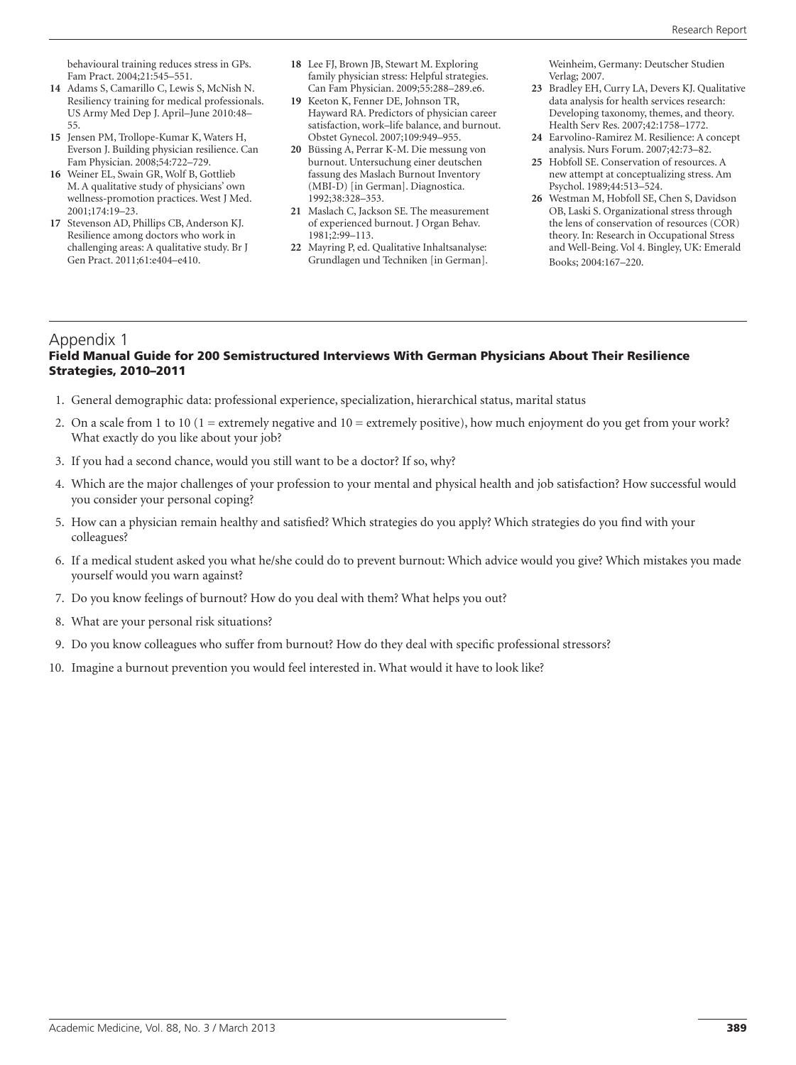behavioural training reduces stress in GPs. Fam Pract. 2004;21:545–551.

14 Adams S, Camarillo C, Lewis S, McNish N. Resiliency training for medical professionals. US Army Med Dep J. April–June 2010:48–55.

15 Jensen PM, Trollope-Kumar K, Waters H, Everson J. Building physician resilience. Can Fam Physician. 2008;54:722–729.

16 Weiner EL, Swain GR, Wolf B, Gottlieb M. A qualitative study of physicians' own wellness-promotion practices. West J Med. 2001;174:19–23.

17 Stevenson AD, Phillips CB, Anderson KJ. Resilience among doctors who work in challenging areas: A qualitative study. Br J Gen Pract. 2011;61:e404–e410.

18 Lee FJ, Brown JB, Stewart M. Exploring family physician stress: Helpful strategies. Can Fam Physician. 2009;55:288–289.e6.

19 Keeton K, Fenner DE, Johnson TR, Hayward RA. Predictors of physician career satisfaction, work–life balance, and burnout. Obstet Gynecol. 2007;109:949–955.

20 Büssing A, Perrar K-M. Die messung von burnout. Untersuchung einer deutschen fassung des Maslach Burnout Inventory (MBI-D) [in German]. Diagnostica. 1992;38:328–353.

21 Maslach C, Jackson SE. The measurement of experienced burnout. J Organ Behav. 1981;2:99–113.

22 Mayring P, ed. Qualitative Inhaltsanalyse: Grundlagen und Techniken [in German]. Weinheim, Germany: Deutscher Studien Verlag; 2007.

23 Bradley EH, Curry LA, Devers KJ. Qualitative data analysis for health services research: Developing taxonomy, themes, and theory. Health Serv Res. 2007;42:1758–1772.

24 Earvolino-Ramirez M. Resilience: A concept analysis. Nurs Forum. 2007;42:73–82.

25 Hobfoll SE. Conservation of resources. A new attempt at conceptualizing stress. Am Psychol. 1989;44:513–524.

26 Westman M, Hobfoll SE, Chen S, Davidson OB, Laski S. Organizational stress through the lens of conservation of resources (COR) theory. In: Research in Occupational Stress and Well-Being. Vol 4. Bingley, UK: Emerald Books; 2004:167–220.

## Appendix 1

### Field Manual Guide for 200 Semistructured Interviews With German Physicians About Their Resilience Strategies, 2010–2011

1. General demographic data: professional experience, specialization, hierarchical status, marital status
2. On a scale from 1 to 10 (1 = extremely negative and 10 = extremely positive), how much enjoyment do you get from your work? What exactly do you like about your job?
3. If you had a second chance, would you still want to be a doctor? If so, why?
4. Which are the major challenges of your profession to your mental and physical health and job satisfaction? How successful would you consider your personal coping?
5. How can a physician remain healthy and satisfied? Which strategies do you apply? Which strategies do you find with your colleagues?
6. If a medical student asked you what he/she could do to prevent burnout: Which advice would you give? Which mistakes you made yourself would you warn against?
7. Do you know feelings of burnout? How do you deal with them? What helps you out?
8. What are your personal risk situations?
9. Do you know colleagues who suffer from burnout? How do they deal with specific professional stressors?
10. Imagine a burnout prevention you would feel interested in. What would it have to look like?